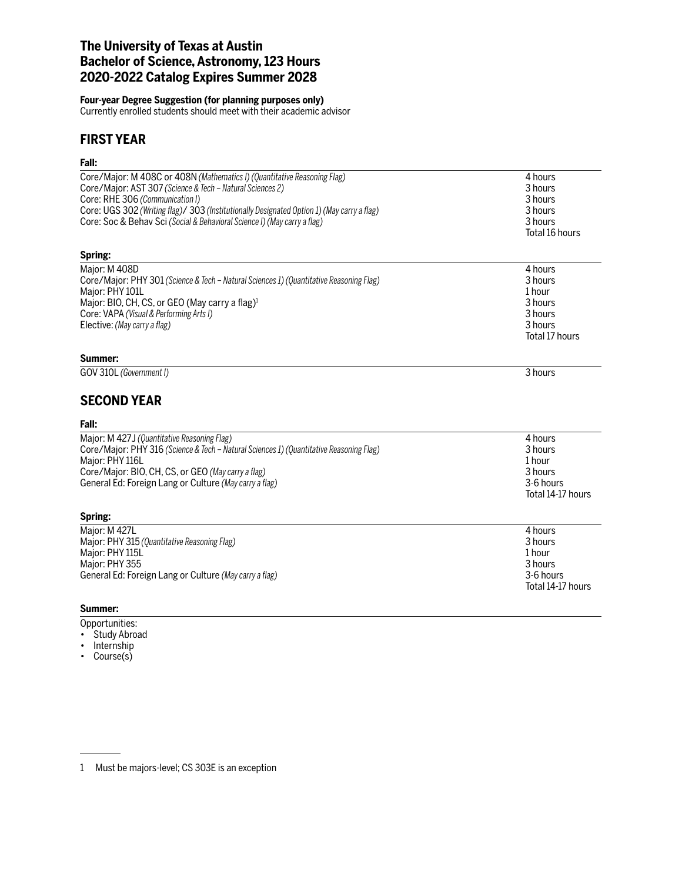# The University of Texas at Austin
# Bachelor of Science, Astronomy, 123 Hours
# 2020-2022 Catalog Expires Summer 2028

**Four-year Degree Suggestion (for planning purposes only)**
Currently enrolled students should meet with their academic advisor

## FIRST YEAR

### Fall:

| Course | Hours |
|---|---|
| Core/Major: M 408C or 408N *(Mathematics I) (Quantitative Reasoning Flag)* | 4 hours |
| Core/Major: AST 307 *(Science & Tech – Natural Sciences 2)* | 3 hours |
| Core: RHE 306 *(Communication I)* | 3 hours |
| Core: UGS 302 *(Writing flag)*/ 303 *(Institutionally Designated Option 1) (May carry a flag)* | 3 hours |
| Core: Soc & Behav Sci *(Social & Behavioral Science I) (May carry a flag)* | 3 hours |
| | Total 16 hours |

### Spring:

| Course | Hours |
|---|---|
| Major: M 408D | 4 hours |
| Core/Major: PHY 301 *(Science & Tech – Natural Sciences 1) (Quantitative Reasoning Flag)* | 3 hours |
| Major: PHY 101L | 1 hour |
| Major: BIO, CH, CS, or GEO (May carry a flag)[1] | 3 hours |
| Core: VAPA *(Visual & Performing Arts I)* | 3 hours |
| Elective: *(May carry a flag)* | 3 hours |
| | Total 17 hours |

### Summer:

| Course | Hours |
|---|---|
| GOV 310L *(Government I)* | 3 hours |

## SECOND YEAR

### Fall:

| Course | Hours |
|---|---|
| Major: M 427J *(Quantitative Reasoning Flag)* | 4 hours |
| Core/Major: PHY 316 *(Science & Tech – Natural Sciences 1) (Quantitative Reasoning Flag)* | 3 hours |
| Major: PHY 116L | 1 hour |
| Core/Major: BIO, CH, CS, or GEO *(May carry a flag)* | 3 hours |
| General Ed: Foreign Lang or Culture *(May carry a flag)* | 3-6 hours |
| | Total 14-17 hours |

### Spring:

| Course | Hours |
|---|---|
| Major: M 427L | 4 hours |
| Major: PHY 315 *(Quantitative Reasoning Flag)* | 3 hours |
| Major: PHY 115L | 1 hour |
| Major: PHY 355 | 3 hours |
| General Ed: Foreign Lang or Culture *(May carry a flag)* | 3-6 hours |
| | Total 14-17 hours |

### Summer:

Opportunities:

- Study Abroad
- Internship
- Course(s)

---

1 Must be majors-level; CS 303E is an exception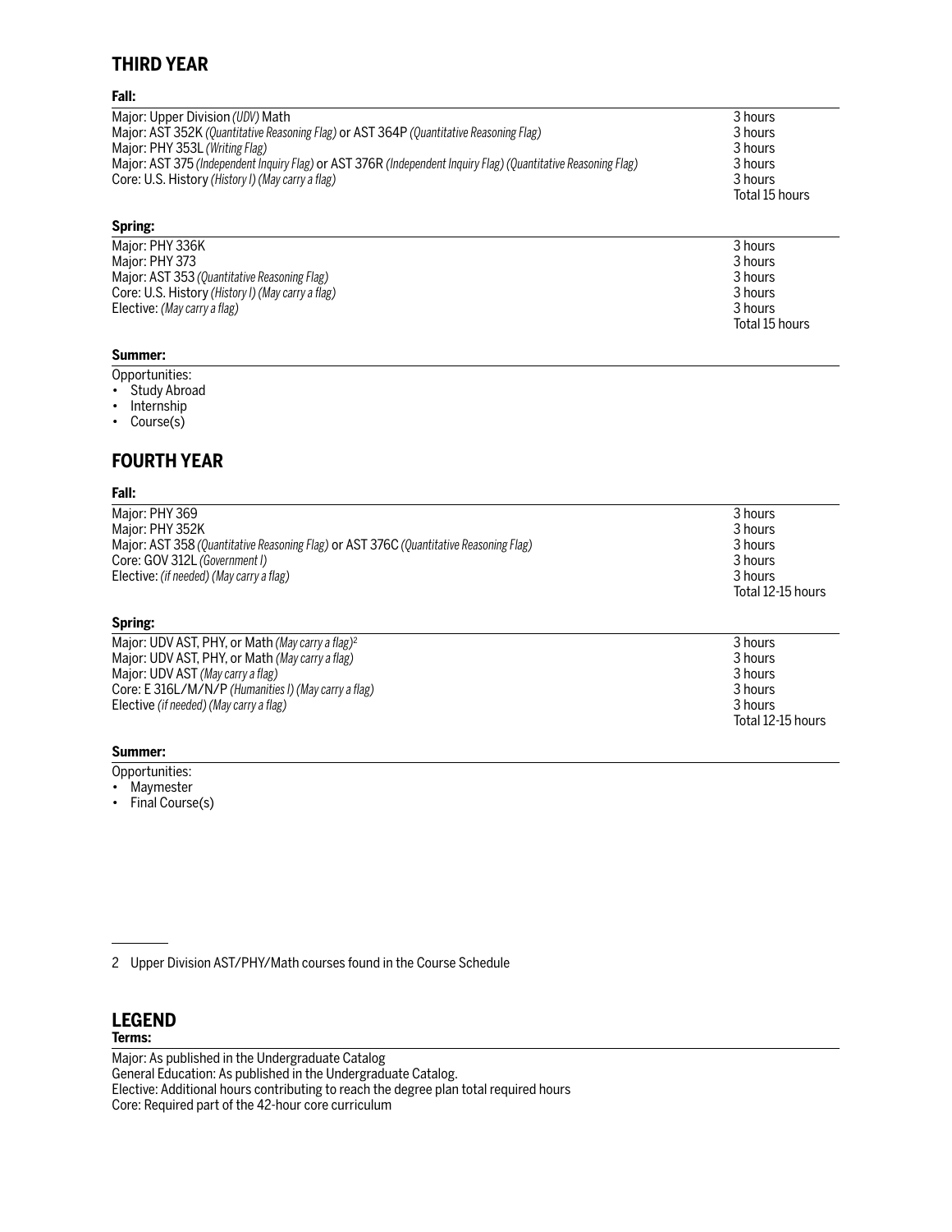## THIRD YEAR

**Fall:**

| | |
|---|---|
| Major: Upper Division *(UDV)* Math | 3 hours |
| Major: AST 352K *(Quantitative Reasoning Flag)* or AST 364P *(Quantitative Reasoning Flag)* | 3 hours |
| Major: PHY 353L *(Writing Flag)* | 3 hours |
| Major: AST 375 *(Independent Inquiry Flag)* or AST 376R *(Independent Inquiry Flag) (Quantitative Reasoning Flag)* | 3 hours |
| Core: U.S. History *(History I) (May carry a flag)* | 3 hours |
| | Total 15 hours |

**Spring:**

| | |
|---|---|
| Major: PHY 336K | 3 hours |
| Major: PHY 373 | 3 hours |
| Major: AST 353 *(Quantitative Reasoning Flag)* | 3 hours |
| Core: U.S. History *(History I) (May carry a flag)* | 3 hours |
| Elective: *(May carry a flag)* | 3 hours |
| | Total 15 hours |

**Summer:**

Opportunities:
- Study Abroad
- Internship
- Course(s)

## FOURTH YEAR

**Fall:**

| | |
|---|---|
| Major: PHY 369 | 3 hours |
| Major: PHY 352K | 3 hours |
| Major: AST 358 *(Quantitative Reasoning Flag)* or AST 376C *(Quantitative Reasoning Flag)* | 3 hours |
| Core: GOV 312L *(Government I)* | 3 hours |
| Elective: *(if needed) (May carry a flag)* | 3 hours |
| | Total 12-15 hours |

**Spring:**

| | |
|---|---|
| Major: UDV AST, PHY, or Math *(May carry a flag)*[2] | 3 hours |
| Major: UDV AST, PHY, or Math *(May carry a flag)* | 3 hours |
| Major: UDV AST *(May carry a flag)* | 3 hours |
| Core: E 316L/M/N/P *(Humanities I) (May carry a flag)* | 3 hours |
| Elective *(if needed) (May carry a flag)* | 3 hours |
| | Total 12-15 hours |

**Summer:**

Opportunities:
- Maymester
- Final Course(s)

2 Upper Division AST/PHY/Math courses found in the Course Schedule

## LEGEND

**Terms:**

Major: As published in the Undergraduate Catalog
General Education: As published in the Undergraduate Catalog.
Elective: Additional hours contributing to reach the degree plan total required hours
Core: Required part of the 42-hour core curriculum